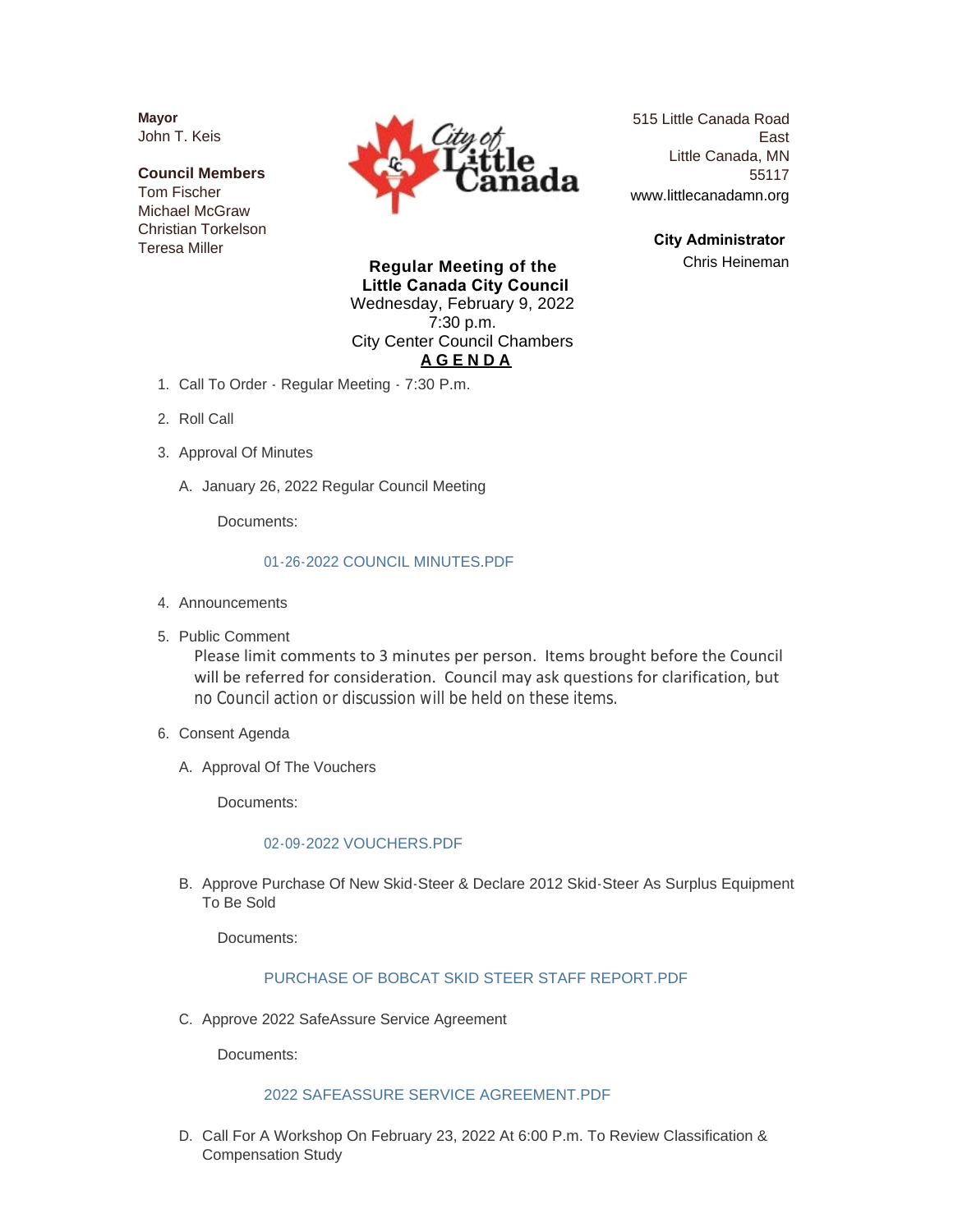**Mayor**
John T. Keis

**Council Members**
Tom Fischer
Michael McGraw
Christian Torkelson
Teresa Miller

515 Little Canada Road East
Little Canada, MN 55117
www.littlecanadamn.org

**City Administrator**
Chris Heineman

**Regular Meeting of the Little Canada City Council**
Wednesday, February 9, 2022
7:30 p.m.
City Center Council Chambers

**A G E N D A**

1. Call To Order - Regular Meeting - 7:30 P.m.
2. Roll Call
3. Approval Of Minutes
   A. January 26, 2022 Regular Council Meeting

      Documents:

      01-26-2022 COUNCIL MINUTES.PDF

4. Announcements
5. Public Comment

   Please limit comments to 3 minutes per person. Items brought before the Council will be referred for consideration. Council may ask questions for clarification, but no Council action or discussion will be held on these items.

6. Consent Agenda
   A. Approval Of The Vouchers

      Documents:

      02-09-2022 VOUCHERS.PDF

   B. Approve Purchase Of New Skid-Steer & Declare 2012 Skid-Steer As Surplus Equipment To Be Sold

      Documents:

      PURCHASE OF BOBCAT SKID STEER STAFF REPORT.PDF

   C. Approve 2022 SafeAssure Service Agreement

      Documents:

      2022 SAFEASSURE SERVICE AGREEMENT.PDF

   D. Call For A Workshop On February 23, 2022 At 6:00 P.m. To Review Classification & Compensation Study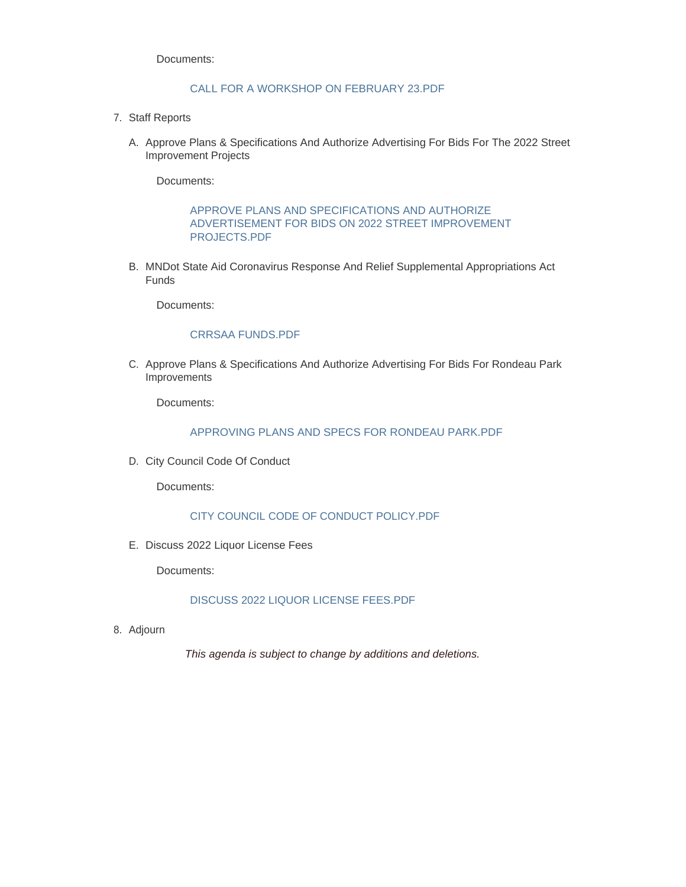Documents:

CALL FOR A WORKSHOP ON FEBRUARY 23.PDF

7. Staff Reports

   A. Approve Plans & Specifications And Authorize Advertising For Bids For The 2022 Street Improvement Projects

      Documents:

      APPROVE PLANS AND SPECIFICATIONS AND AUTHORIZE ADVERTISEMENT FOR BIDS ON 2022 STREET IMPROVEMENT PROJECTS.PDF

   B. MNDot State Aid Coronavirus Response And Relief Supplemental Appropriations Act Funds

      Documents:

      CRRSAA FUNDS.PDF

   C. Approve Plans & Specifications And Authorize Advertising For Bids For Rondeau Park Improvements

      Documents:

      APPROVING PLANS AND SPECS FOR RONDEAU PARK.PDF

   D. City Council Code Of Conduct

      Documents:

      CITY COUNCIL CODE OF CONDUCT POLICY.PDF

   E. Discuss 2022 Liquor License Fees

      Documents:

      DISCUSS 2022 LIQUOR LICENSE FEES.PDF

8. Adjourn

*This agenda is subject to change by additions and deletions.*